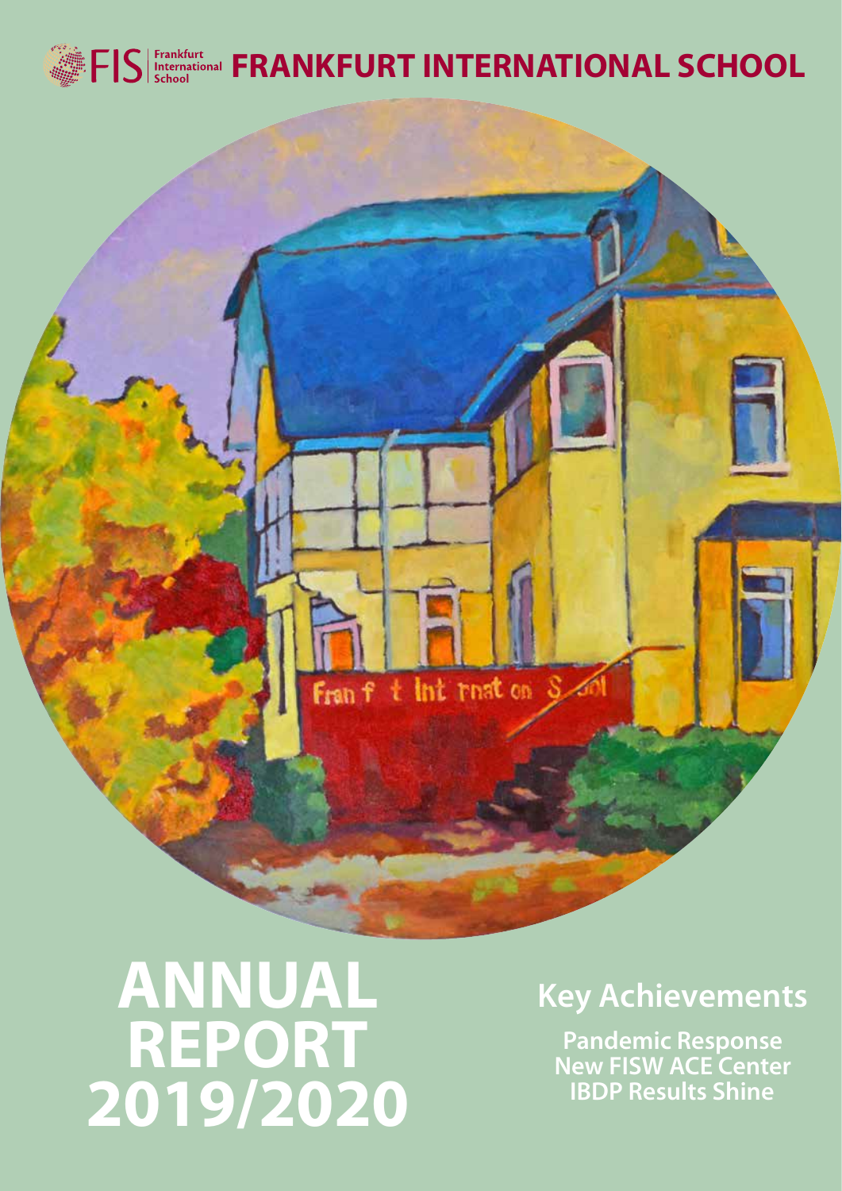FIS | Frankfurt International School

# FRANKFURT INTERNATIONAL SCHOOL

# ANNUAL REPORT 2019/2020

## Key Achievements

Pandemic Response
New FISW ACE Center
IBDP Results Shine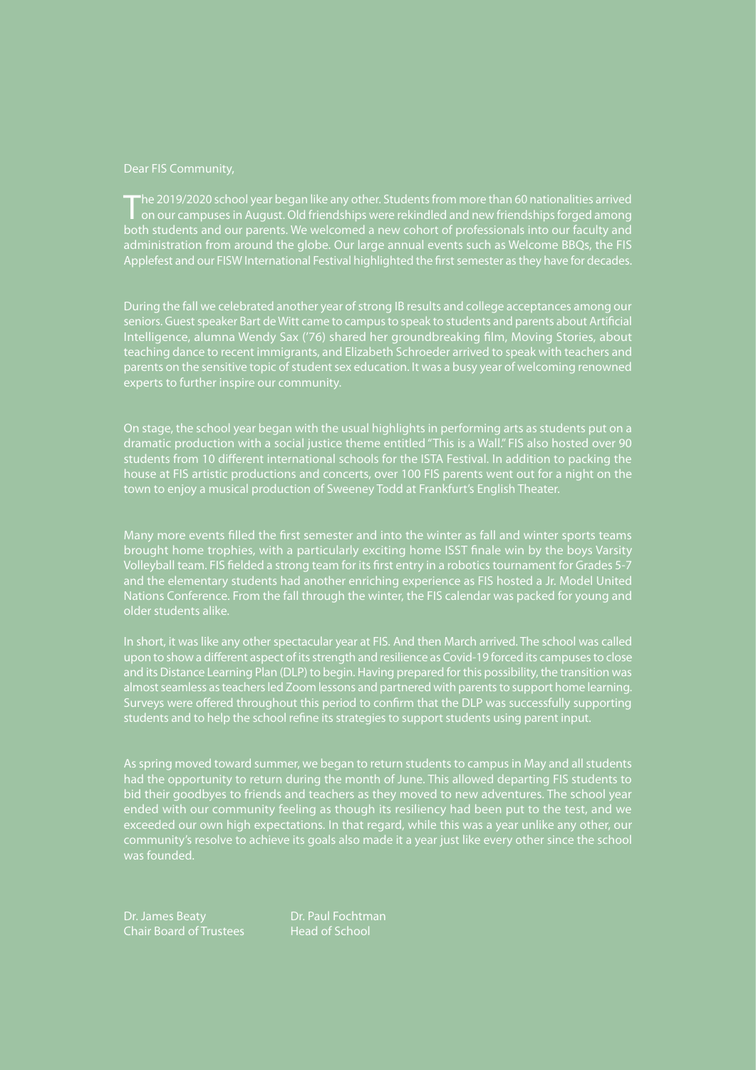Dear FIS Community,

The 2019/2020 school year began like any other. Students from more than 60 nationalities arrived on our campuses in August. Old friendships were rekindled and new friendships forged among both students and our parents. We welcomed a new cohort of professionals into our faculty and administration from around the globe. Our large annual events such as Welcome BBQs, the FIS Applefest and our FISW International Festival highlighted the first semester as they have for decades.

During the fall we celebrated another year of strong IB results and college acceptances among our seniors. Guest speaker Bart de Witt came to campus to speak to students and parents about Artificial Intelligence, alumna Wendy Sax ('76) shared her groundbreaking film, Moving Stories, about teaching dance to recent immigrants, and Elizabeth Schroeder arrived to speak with teachers and parents on the sensitive topic of student sex education. It was a busy year of welcoming renowned experts to further inspire our community.

On stage, the school year began with the usual highlights in performing arts as students put on a dramatic production with a social justice theme entitled "This is a Wall." FIS also hosted over 90 students from 10 different international schools for the ISTA Festival. In addition to packing the house at FIS artistic productions and concerts, over 100 FIS parents went out for a night on the town to enjoy a musical production of Sweeney Todd at Frankfurt's English Theater.

Many more events filled the first semester and into the winter as fall and winter sports teams brought home trophies, with a particularly exciting home ISST finale win by the boys Varsity Volleyball team. FIS fielded a strong team for its first entry in a robotics tournament for Grades 5-7 and the elementary students had another enriching experience as FIS hosted a Jr. Model United Nations Conference. From the fall through the winter, the FIS calendar was packed for young and older students alike.

In short, it was like any other spectacular year at FIS. And then March arrived. The school was called upon to show a different aspect of its strength and resilience as Covid-19 forced its campuses to close and its Distance Learning Plan (DLP) to begin. Having prepared for this possibility, the transition was almost seamless as teachers led Zoom lessons and partnered with parents to support home learning. Surveys were offered throughout this period to confirm that the DLP was successfully supporting students and to help the school refine its strategies to support students using parent input.

As spring moved toward summer, we began to return students to campus in May and all students had the opportunity to return during the month of June. This allowed departing FIS students to bid their goodbyes to friends and teachers as they moved to new adventures. The school year ended with our community feeling as though its resiliency had been put to the test, and we exceeded our own high expectations. In that regard, while this was a year unlike any other, our community's resolve to achieve its goals also made it a year just like every other since the school was founded.

Dr. James Beaty
Chair Board of Trustees

Dr. Paul Fochtman
Head of School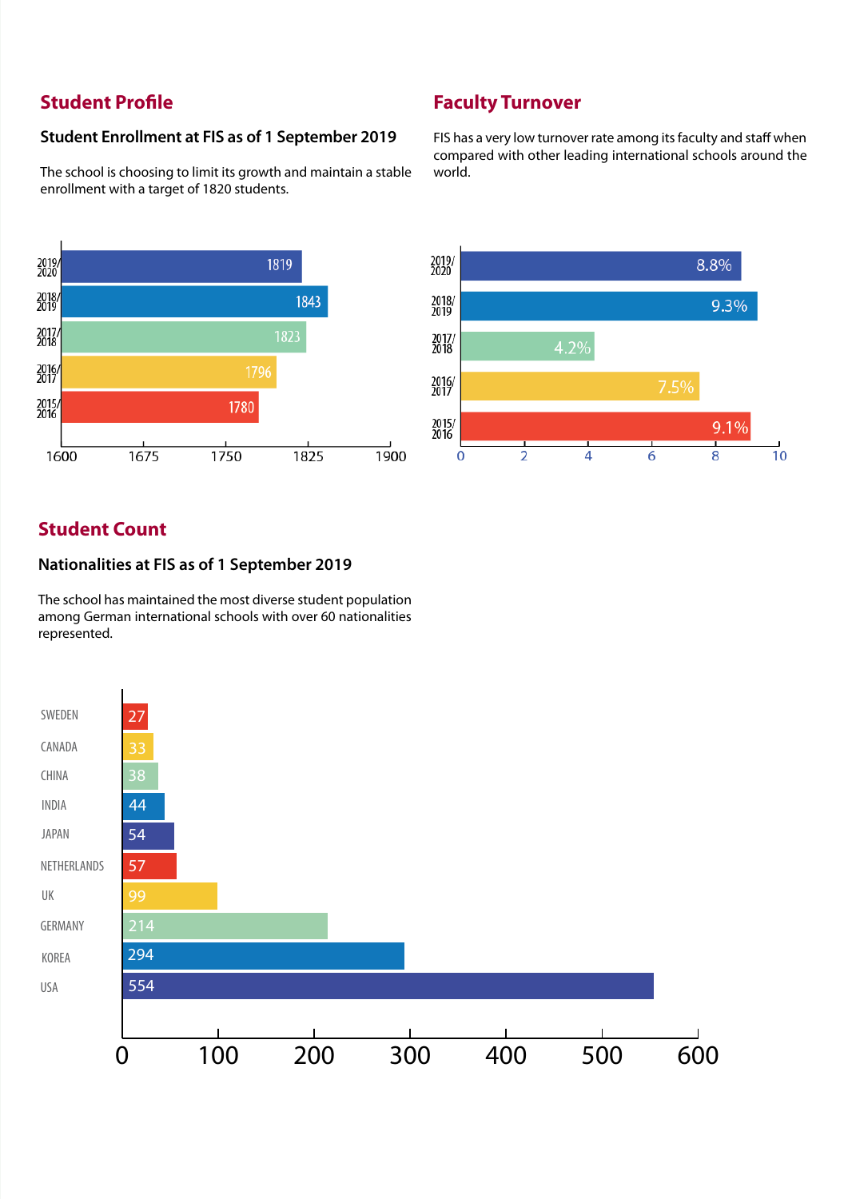## Student Profile

### Student Enrollment at FIS as of 1 September 2019

The school is choosing to limit its growth and maintain a stable enrollment with a target of 1820 students.

| Year | Students |
|---|---|
| 2019/2020 | 1819 |
| 2018/2019 | 1843 |
| 2017/2018 | 1823 |
| 2016/2017 | 1796 |
| 2015/2016 | 1780 |

## Faculty Turnover

FIS has a very low turnover rate among its faculty and staff when compared with other leading international schools around the world.

| Year | Turnover |
|---|---|
| 2019/2020 | 8.8% |
| 2018/2019 | 9.3% |
| 2017/2018 | 4.2% |
| 2016/2017 | 7.5% |
| 2015/2016 | 9.1% |

## Student Count

### Nationalities at FIS as of 1 September 2019

The school has maintained the most diverse student population among German international schools with over 60 nationalities represented.

| Nationality | Students |
|---|---|
| SWEDEN | 27 |
| CANADA | 33 |
| CHINA | 38 |
| INDIA | 44 |
| JAPAN | 54 |
| NETHERLANDS | 57 |
| UK | 99 |
| GERMANY | 214 |
| KOREA | 294 |
| USA | 554 |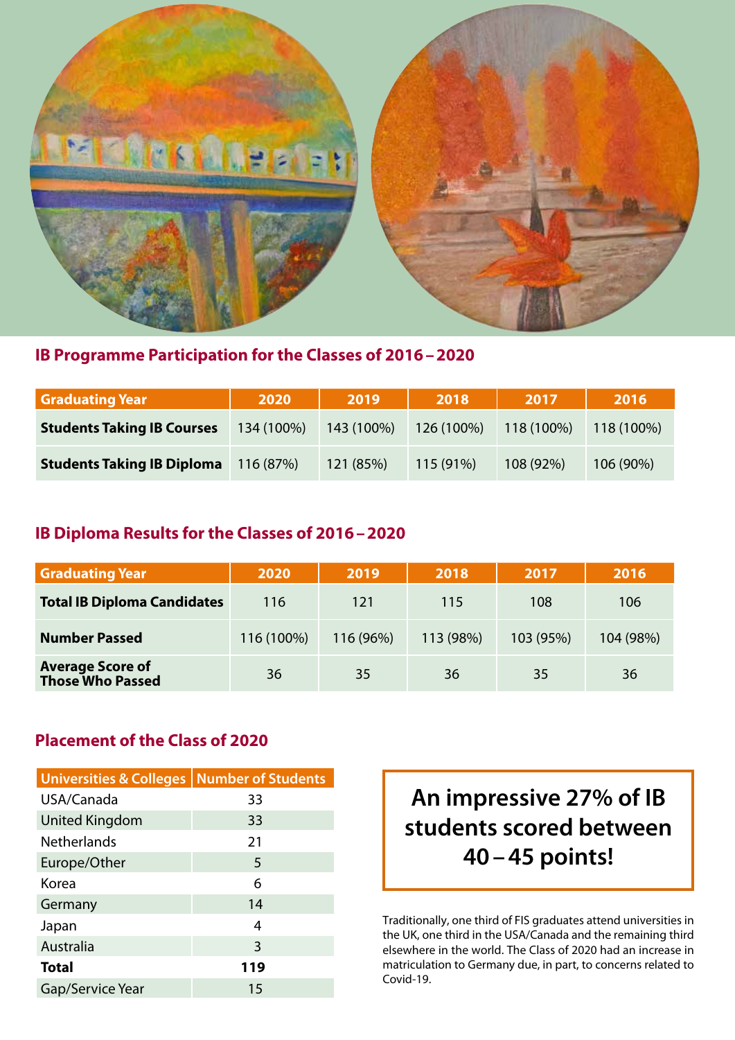## IB Programme Participation for the Classes of 2016 – 2020

| Graduating Year | 2020 | 2019 | 2018 | 2017 | 2016 |
|---|---|---|---|---|---|
| **Students Taking IB Courses** | 134 (100%) | 143 (100%) | 126 (100%) | 118 (100%) | 118 (100%) |
| **Students Taking IB Diploma** | 116 (87%) | 121 (85%) | 115 (91%) | 108 (92%) | 106 (90%) |

## IB Diploma Results for the Classes of 2016 – 2020

| Graduating Year | 2020 | 2019 | 2018 | 2017 | 2016 |
|---|---|---|---|---|---|
| **Total IB Diploma Candidates** | 116 | 121 | 115 | 108 | 106 |
| **Number Passed** | 116 (100%) | 116 (96%) | 113 (98%) | 103 (95%) | 104 (98%) |
| **Average Score of Those Who Passed** | 36 | 35 | 36 | 35 | 36 |

## Placement of the Class of 2020

| Universities & Colleges | Number of Students |
|---|---|
| USA/Canada | 33 |
| United Kingdom | 33 |
| Netherlands | 21 |
| Europe/Other | 5 |
| Korea | 6 |
| Germany | 14 |
| Japan | 4 |
| Australia | 3 |
| **Total** | **119** |
| Gap/Service Year | 15 |

**An impressive 27% of IB students scored between 40 – 45 points!**

Traditionally, one third of FIS graduates attend universities in the UK, one third in the USA/Canada and the remaining third elsewhere in the world. The Class of 2020 had an increase in matriculation to Germany due, in part, to concerns related to Covid-19.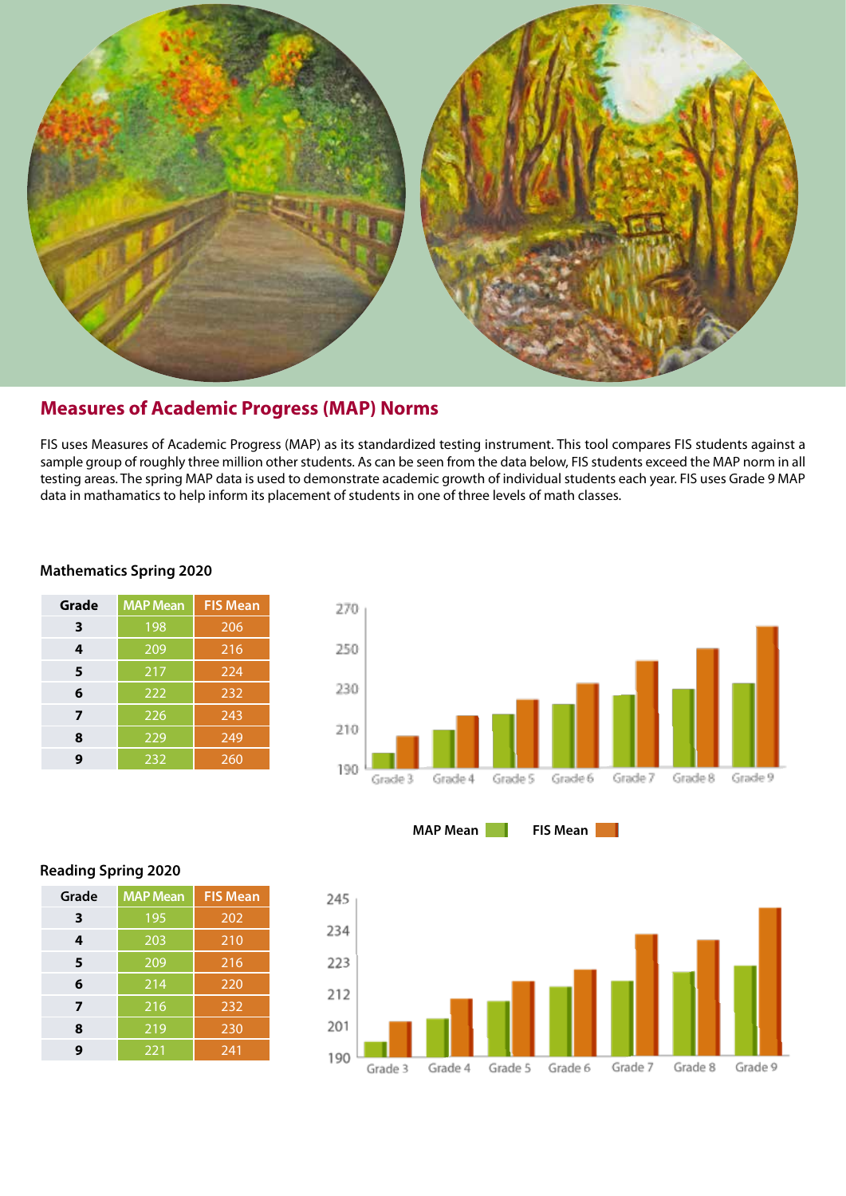## Measures of Academic Progress (MAP) Norms

FIS uses Measures of Academic Progress (MAP) as its standardized testing instrument. This tool compares FIS students against a sample group of roughly three million other students. As can be seen from the data below, FIS students exceed the MAP norm in all testing areas. The spring MAP data is used to demonstrate academic growth of individual students each year. FIS uses Grade 9 MAP data in mathamatics to help inform its placement of students in one of three levels of math classes.

### Mathematics Spring 2020

| Grade | MAP Mean | FIS Mean |
|---|---|---|
| 3 | 198 | 206 |
| 4 | 209 | 216 |
| 5 | 217 | 224 |
| 6 | 222 | 232 |
| 7 | 226 | 243 |
| 8 | 229 | 249 |
| 9 | 232 | 260 |

MAP Mean FIS Mean

### Reading Spring 2020

| Grade | MAP Mean | FIS Mean |
|---|---|---|
| 3 | 195 | 202 |
| 4 | 203 | 210 |
| 5 | 209 | 216 |
| 6 | 214 | 220 |
| 7 | 216 | 232 |
| 8 | 219 | 230 |
| 9 | 221 | 241 |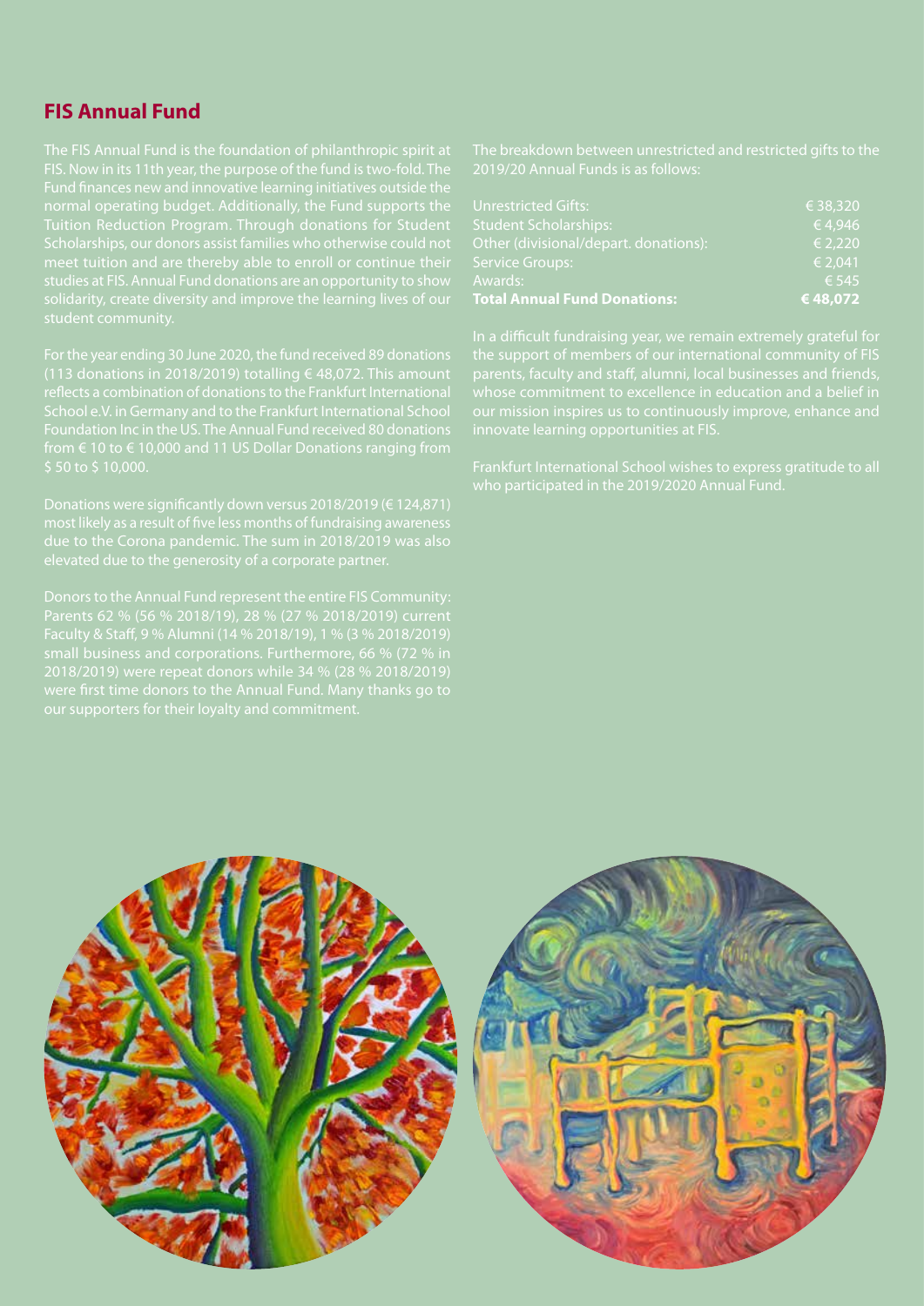## FIS Annual Fund

The FIS Annual Fund is the foundation of philanthropic spirit at FIS. Now in its 11th year, the purpose of the fund is two-fold. The Fund finances new and innovative learning initiatives outside the normal operating budget. Additionally, the Fund supports the Tuition Reduction Program. Through donations for Student Scholarships, our donors assist families who otherwise could not meet tuition and are thereby able to enroll or continue their studies at FIS. Annual Fund donations are an opportunity to show solidarity, create diversity and improve the learning lives of our student community.

For the year ending 30 June 2020, the fund received 89 donations (113 donations in 2018/2019) totalling € 48,072. This amount reflects a combination of donations to the Frankfurt International School e.V. in Germany and to the Frankfurt International School Foundation Inc in the US. The Annual Fund received 80 donations from € 10 to € 10,000 and 11 US Dollar Donations ranging from $ 50 to $ 10,000.

Donations were significantly down versus 2018/2019 (€ 124,871) most likely as a result of five less months of fundraising awareness due to the Corona pandemic. The sum in 2018/2019 was also elevated due to the generosity of a corporate partner.

Donors to the Annual Fund represent the entire FIS Community: Parents 62 % (56 % 2018/19), 28 % (27 % 2018/2019) current Faculty & Staff, 9 % Alumni (14 % 2018/19), 1 % (3 % 2018/2019) small business and corporations. Furthermore, 66 % (72 % in 2018/2019) were repeat donors while 34 % (28 % 2018/2019) were first time donors to the Annual Fund. Many thanks go to our supporters for their loyalty and commitment.

The breakdown between unrestricted and restricted gifts to the 2019/20 Annual Funds is as follows:

| | |
|---|---|
| Unrestricted Gifts: | € 38,320 |
| Student Scholarships: | € 4,946 |
| Other (divisional/depart. donations): | € 2,220 |
| Service Groups: | € 2,041 |
| Awards: | € 545 |
| **Total Annual Fund Donations:** | **€ 48,072** |

In a difficult fundraising year, we remain extremely grateful for the support of members of our international community of FIS parents, faculty and staff, alumni, local businesses and friends, whose commitment to excellence in education and a belief in our mission inspires us to continuously improve, enhance and innovate learning opportunities at FIS.

Frankfurt International School wishes to express gratitude to all who participated in the 2019/2020 Annual Fund.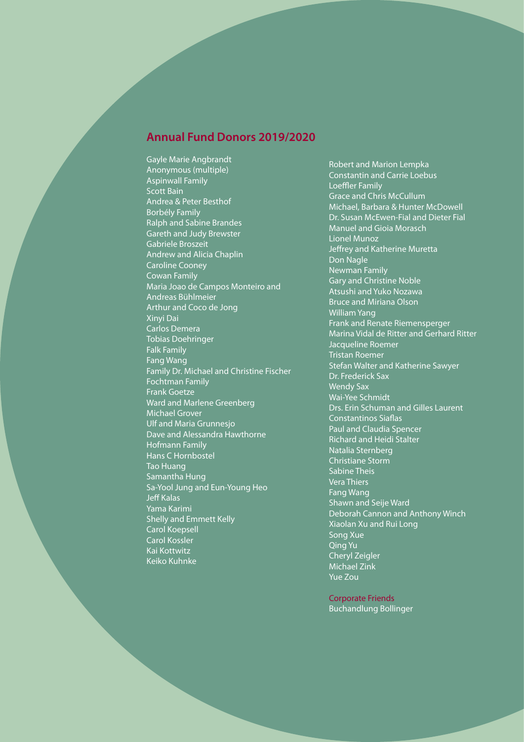## Annual Fund Donors 2019/2020

Gayle Marie Angbrandt
Anonymous (multiple)
Aspinwall Family
Scott Bain
Andrea & Peter Besthof
Borbély Family
Ralph and Sabine Brandes
Gareth and Judy Brewster
Gabriele Broszeit
Andrew and Alicia Chaplin
Caroline Cooney
Cowan Family
Maria Joao de Campos Monteiro and Andreas Bühlmeier
Arthur and Coco de Jong
Xinyi Dai
Carlos Demera
Tobias Doehringer
Falk Family
Fang Wang
Family Dr. Michael and Christine Fischer
Fochtman Family
Frank Goetze
Ward and Marlene Greenberg
Michael Grover
Ulf and Maria Grunnesjo
Dave and Alessandra Hawthorne
Hofmann Family
Hans C Hornbostel
Tao Huang
Samantha Hung
Sa-Yool Jung and Eun-Young Heo
Jeff Kalas
Yama Karimi
Shelly and Emmett Kelly
Carol Koepsell
Carol Kossler
Kai Kottwitz
Keiko Kuhnke
Robert and Marion Lempka
Constantin and Carrie Loebus
Loeffler Family
Grace and Chris McCullum
Michael, Barbara & Hunter McDowell
Dr. Susan McEwen-Fial and Dieter Fial
Manuel and Gioia Morasch
Lionel Munoz
Jeffrey and Katherine Muretta
Don Nagle
Newman Family
Gary and Christine Noble
Atsushi and Yuko Nozawa
Bruce and Miriana Olson
William Yang
Frank and Renate Riemensperger
Marina Vidal de Ritter and Gerhard Ritter
Jacqueline Roemer
Tristan Roemer
Stefan Walter and Katherine Sawyer
Dr. Frederick Sax
Wendy Sax
Wai-Yee Schmidt
Drs. Erin Schuman and Gilles Laurent
Constantinos Siaflas
Paul and Claudia Spencer
Richard and Heidi Stalter
Natalia Sternberg
Christiane Storm
Sabine Theis
Vera Thiers
Fang Wang
Shawn and Seije Ward
Deborah Cannon and Anthony Winch
Xiaolan Xu and Rui Long
Song Xue
Qing Yu
Cheryl Zeigler
Michael Zink
Yue Zou

Corporate Friends

Buchandlung Bollinger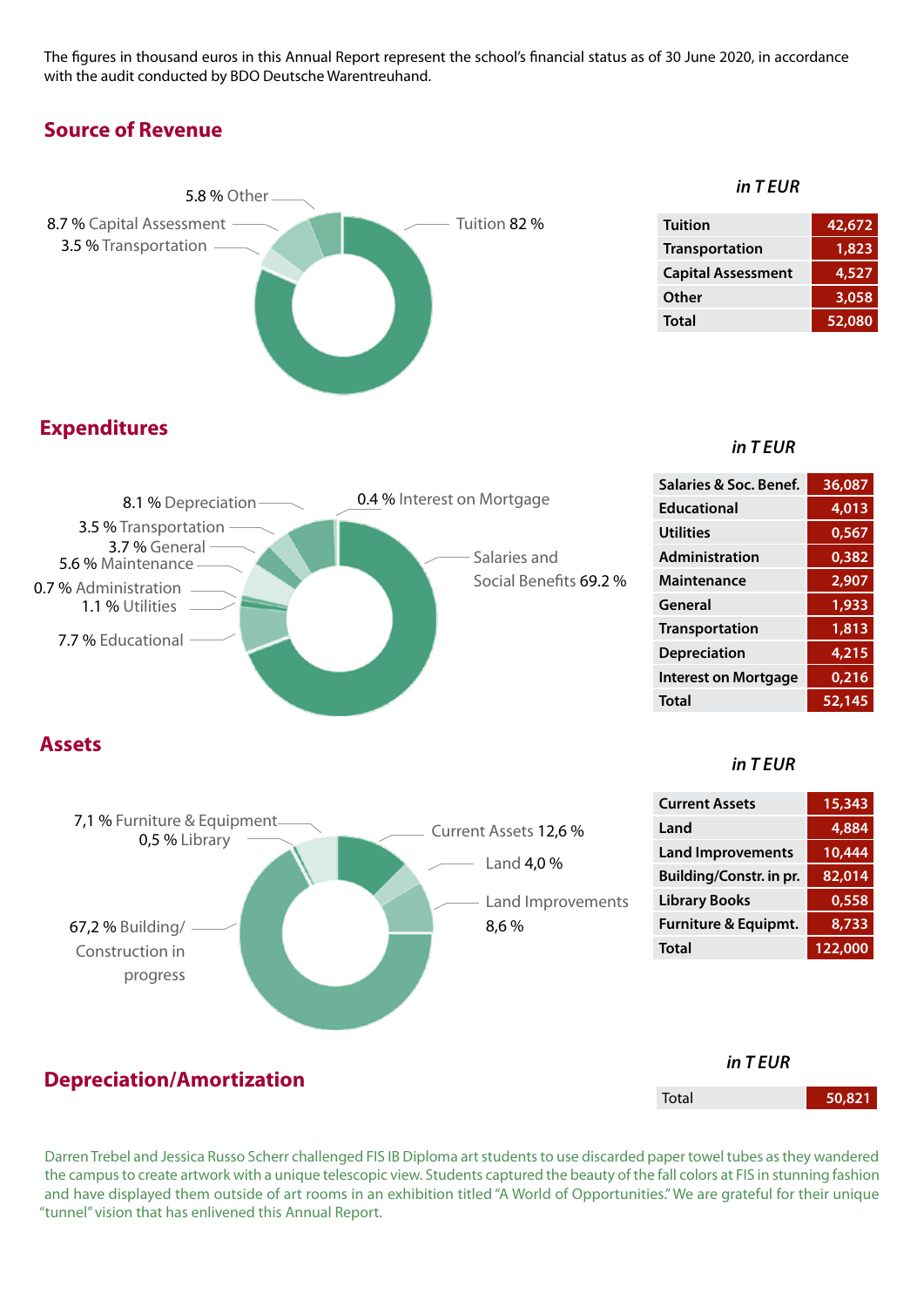The figures in thousand euros in this Annual Report represent the school's financial status as of 30 June 2020, in accordance with the audit conducted by BDO Deutsche Warentreuhand.

## Source of Revenue

5.8 % Other
8.7 % Capital Assessment
3.5 % Transportation
Tuition 82 %

*in T EUR*

| | |
|---|---|
| Tuition | 42,672 |
| Transportation | 1,823 |
| Capital Assessment | 4,527 |
| Other | 3,058 |
| Total | 52,080 |

## Expenditures

8.1 % Depreciation
3.5 % Transportation
3.7 % General
5.6 % Maintenance
0.7 % Administration
1.1 % Utilities
7.7 % Educational
0.4 % Interest on Mortgage
Salaries and Social Benefits 69.2 %

*in T EUR*

| | |
|---|---|
| Salaries & Soc. Benef. | 36,087 |
| Educational | 4,013 |
| Utilities | 0,567 |
| Administration | 0,382 |
| Maintenance | 2,907 |
| General | 1,933 |
| Transportation | 1,813 |
| Depreciation | 4,215 |
| Interest on Mortgage | 0,216 |
| Total | 52,145 |

## Assets

7,1 % Furniture & Equipment
0,5 % Library
67,2 % Building/ Construction in progress
Current Assets 12,6 %
Land 4,0 %
Land Improvements 8,6 %

*in T EUR*

| | |
|---|---|
| Current Assets | 15,343 |
| Land | 4,884 |
| Land Improvements | 10,444 |
| Building/Constr. in pr. | 82,014 |
| Library Books | 0,558 |
| Furniture & Equipmt. | 8,733 |
| Total | 122,000 |

## Depreciation/Amortization

*in T EUR*

| | |
|---|---|
| Total | 50,821 |

Darren Trebel and Jessica Russo Scherr challenged FIS IB Diploma art students to use discarded paper towel tubes as they wandered the campus to create artwork with a unique telescopic view. Students captured the beauty of the fall colors at FIS in stunning fashion and have displayed them outside of art rooms in an exhibition titled "A World of Opportunities." We are grateful for their unique "tunnel" vision that has enlivened this Annual Report.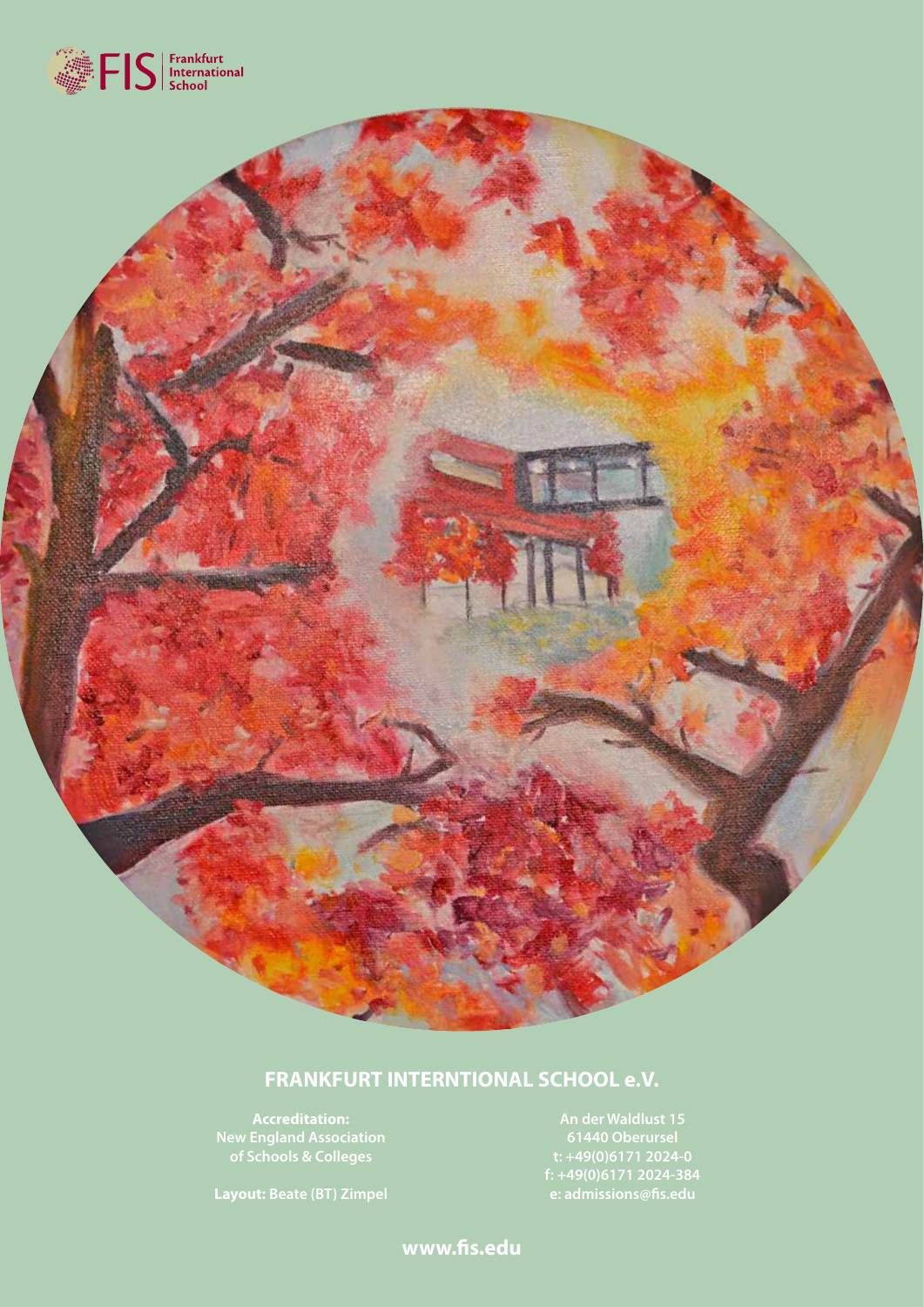FIS Frankfurt International School

## FRANKFURT INTERNTIONAL SCHOOL e.V.

**Accreditation:**
**New England Association of Schools & Colleges**

**Layout:** Beate (BT) Zimpel

An der Waldlust 15
61440 Oberursel
t: +49(0)6171 2024-0
f: +49(0)6171 2024-384
e: admissions@fis.edu

**www.fis.edu**